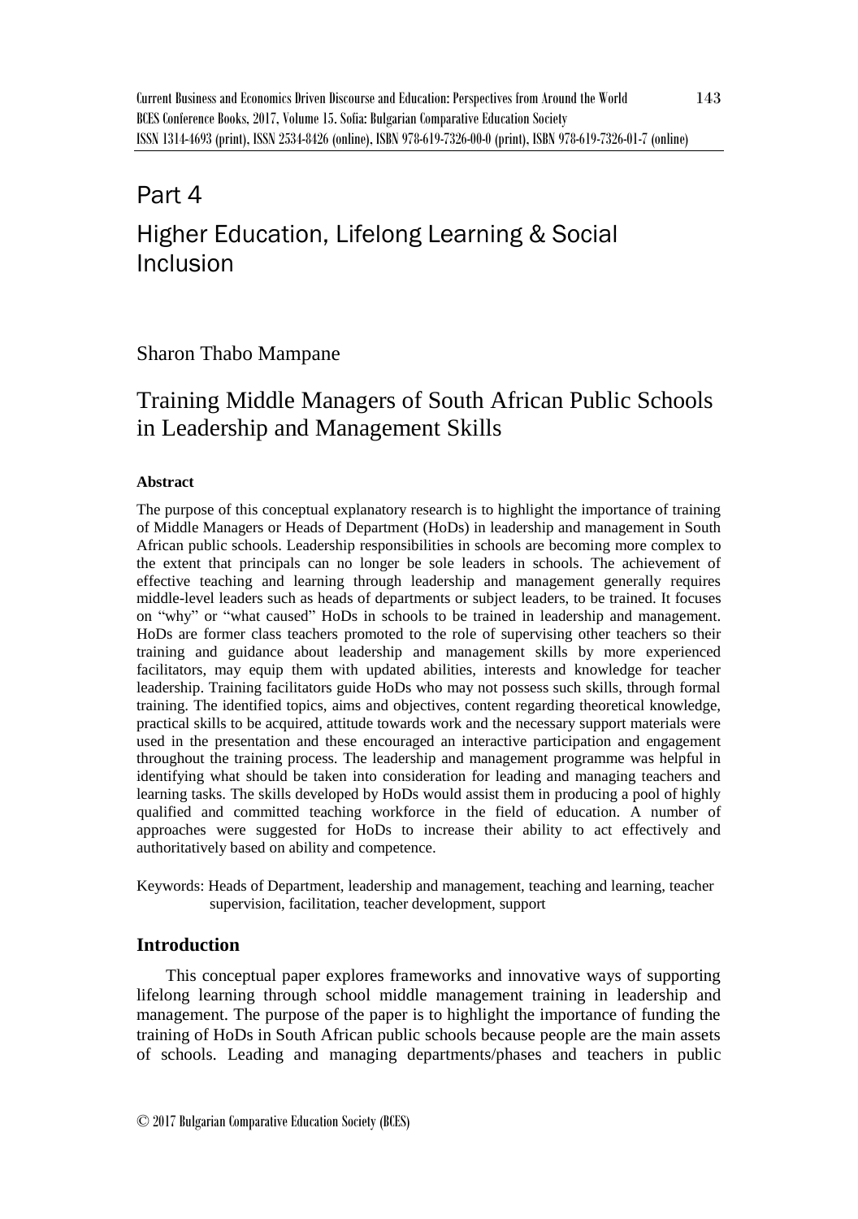# Part 4

# Higher Education, Lifelong Learning & Social Inclusion

Sharon Thabo Mampane

## Training Middle Managers of South African Public Schools in Leadership and Management Skills

### Abstract

The purpose of this conceptual explanatory research is to highlight the importance of training of Middle Managers or Heads of Department (HoDs) in leadership and management in South African public schools. Leadership responsibilities in schools are becoming more complex to the extent that principals can no longer be sole leaders in schools. The achievement of effective teaching and learning through leadership and management generally requires middle-level leaders such as heads of departments or subject leaders, to be trained. It focuses on "why" or "what caused" HoDs in schools to be trained in leadership and management. HoDs are former class teachers promoted to the role of supervising other teachers so their training and guidance about leadership and management skills by more experienced facilitators, may equip them with updated abilities, interests and knowledge for teacher leadership. Training facilitators guide HoDs who may not possess such skills, through formal training. The identified topics, aims and objectives, content regarding theoretical knowledge, practical skills to be acquired, attitude towards work and the necessary support materials were used in the presentation and these encouraged an interactive participation and engagement throughout the training process. The leadership and management programme was helpful in identifying what should be taken into consideration for leading and managing teachers and learning tasks. The skills developed by HoDs would assist them in producing a pool of highly qualified and committed teaching workforce in the field of education. A number of approaches were suggested for HoDs to increase their ability to act effectively and authoritatively based on ability and competence.

Keywords: Heads of Department, leadership and management, teaching and learning, teacher supervision, facilitation, teacher development, support

### Introduction

This conceptual paper explores frameworks and innovative ways of supporting lifelong learning through school middle management training in leadership and management. The purpose of the paper is to highlight the importance of funding the training of HoDs in South African public schools because people are the main assets of schools. Leading and managing departments/phases and teachers in public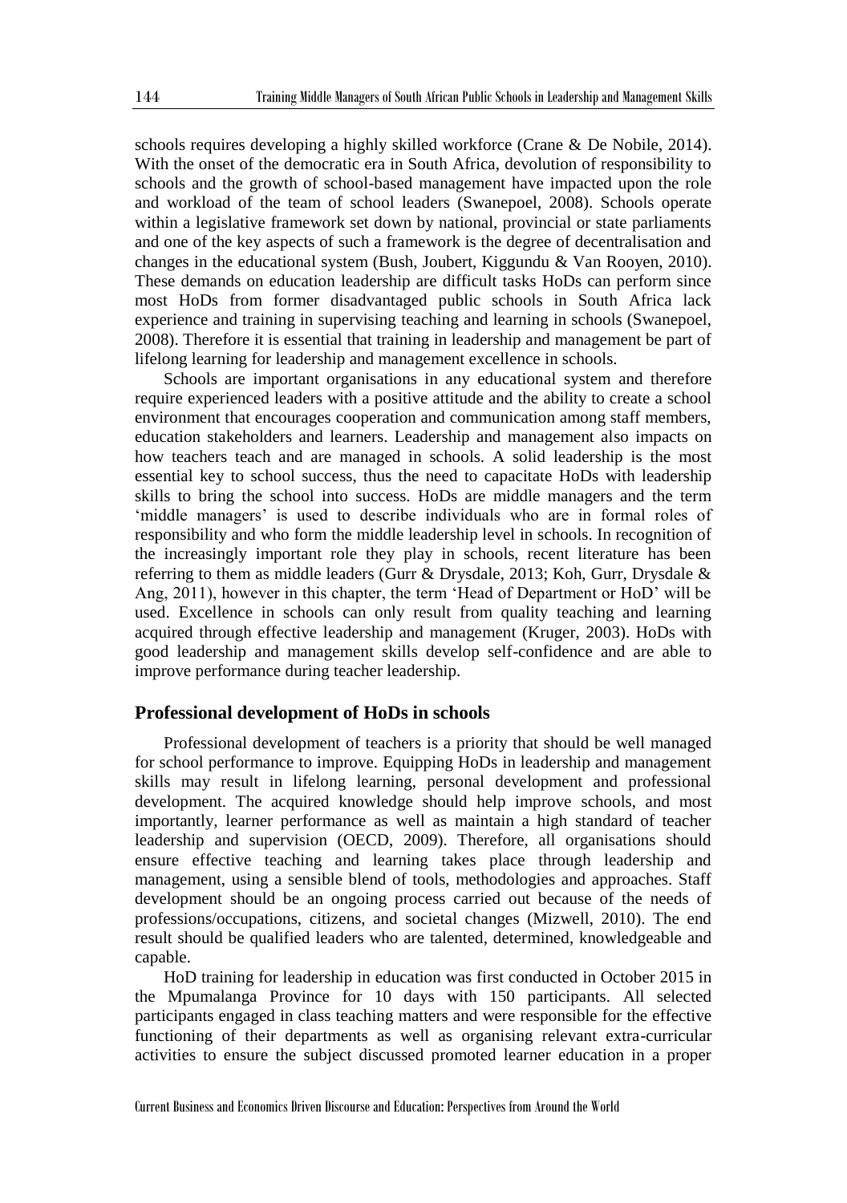schools requires developing a highly skilled workforce (Crane & De Nobile, 2014). With the onset of the democratic era in South Africa, devolution of responsibility to schools and the growth of school-based management have impacted upon the role and workload of the team of school leaders (Swanepoel, 2008). Schools operate within a legislative framework set down by national, provincial or state parliaments and one of the key aspects of such a framework is the degree of decentralisation and changes in the educational system (Bush, Joubert, Kiggundu & Van Rooyen, 2010). These demands on education leadership are difficult tasks HoDs can perform since most HoDs from former disadvantaged public schools in South Africa lack experience and training in supervising teaching and learning in schools (Swanepoel, 2008). Therefore it is essential that training in leadership and management be part of lifelong learning for leadership and management excellence in schools.

Schools are important organisations in any educational system and therefore require experienced leaders with a positive attitude and the ability to create a school environment that encourages cooperation and communication among staff members, education stakeholders and learners. Leadership and management also impacts on how teachers teach and are managed in schools. A solid leadership is the most essential key to school success, thus the need to capacitate HoDs with leadership skills to bring the school into success. HoDs are middle managers and the term 'middle managers' is used to describe individuals who are in formal roles of responsibility and who form the middle leadership level in schools. In recognition of the increasingly important role they play in schools, recent literature has been referring to them as middle leaders (Gurr & Drysdale, 2013; Koh, Gurr, Drysdale & Ang, 2011), however in this chapter, the term 'Head of Department or HoD' will be used. Excellence in schools can only result from quality teaching and learning acquired through effective leadership and management (Kruger, 2003). HoDs with good leadership and management skills develop self-confidence and are able to improve performance during teacher leadership.

## Professional development of HoDs in schools

Professional development of teachers is a priority that should be well managed for school performance to improve. Equipping HoDs in leadership and management skills may result in lifelong learning, personal development and professional development. The acquired knowledge should help improve schools, and most importantly, learner performance as well as maintain a high standard of teacher leadership and supervision (OECD, 2009). Therefore, all organisations should ensure effective teaching and learning takes place through leadership and management, using a sensible blend of tools, methodologies and approaches. Staff development should be an ongoing process carried out because of the needs of professions/occupations, citizens, and societal changes (Mizwell, 2010). The end result should be qualified leaders who are talented, determined, knowledgeable and capable.

HoD training for leadership in education was first conducted in October 2015 in the Mpumalanga Province for 10 days with 150 participants. All selected participants engaged in class teaching matters and were responsible for the effective functioning of their departments as well as organising relevant extra-curricular activities to ensure the subject discussed promoted learner education in a proper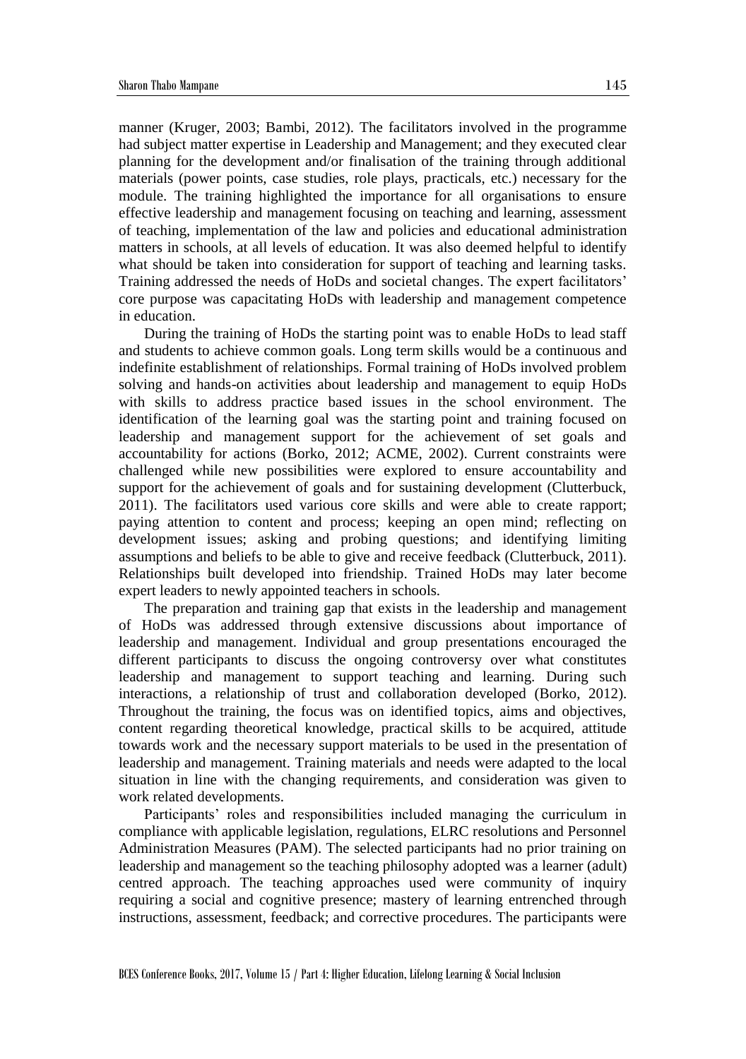manner (Kruger, 2003; Bambi, 2012). The facilitators involved in the programme had subject matter expertise in Leadership and Management; and they executed clear planning for the development and/or finalisation of the training through additional materials (power points, case studies, role plays, practicals, etc.) necessary for the module. The training highlighted the importance for all organisations to ensure effective leadership and management focusing on teaching and learning, assessment of teaching, implementation of the law and policies and educational administration matters in schools, at all levels of education. It was also deemed helpful to identify what should be taken into consideration for support of teaching and learning tasks. Training addressed the needs of HoDs and societal changes. The expert facilitators' core purpose was capacitating HoDs with leadership and management competence in education.

During the training of HoDs the starting point was to enable HoDs to lead staff and students to achieve common goals. Long term skills would be a continuous and indefinite establishment of relationships. Formal training of HoDs involved problem solving and hands-on activities about leadership and management to equip HoDs with skills to address practice based issues in the school environment. The identification of the learning goal was the starting point and training focused on leadership and management support for the achievement of set goals and accountability for actions (Borko, 2012; ACME, 2002). Current constraints were challenged while new possibilities were explored to ensure accountability and support for the achievement of goals and for sustaining development (Clutterbuck, 2011). The facilitators used various core skills and were able to create rapport; paying attention to content and process; keeping an open mind; reflecting on development issues; asking and probing questions; and identifying limiting assumptions and beliefs to be able to give and receive feedback (Clutterbuck, 2011). Relationships built developed into friendship. Trained HoDs may later become expert leaders to newly appointed teachers in schools.

The preparation and training gap that exists in the leadership and management of HoDs was addressed through extensive discussions about importance of leadership and management. Individual and group presentations encouraged the different participants to discuss the ongoing controversy over what constitutes leadership and management to support teaching and learning. During such interactions, a relationship of trust and collaboration developed (Borko, 2012). Throughout the training, the focus was on identified topics, aims and objectives, content regarding theoretical knowledge, practical skills to be acquired, attitude towards work and the necessary support materials to be used in the presentation of leadership and management. Training materials and needs were adapted to the local situation in line with the changing requirements, and consideration was given to work related developments.

Participants' roles and responsibilities included managing the curriculum in compliance with applicable legislation, regulations, ELRC resolutions and Personnel Administration Measures (PAM). The selected participants had no prior training on leadership and management so the teaching philosophy adopted was a learner (adult) centred approach. The teaching approaches used were community of inquiry requiring a social and cognitive presence; mastery of learning entrenched through instructions, assessment, feedback; and corrective procedures. The participants were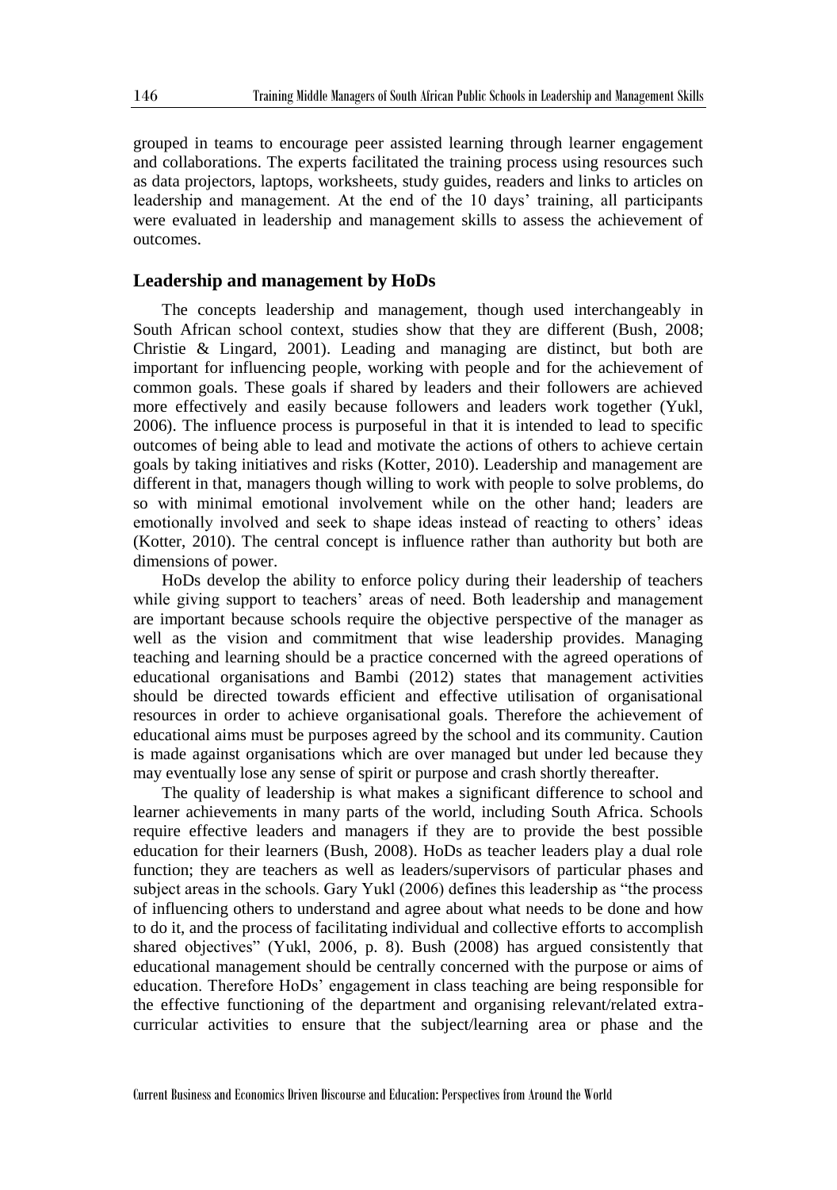grouped in teams to encourage peer assisted learning through learner engagement and collaborations. The experts facilitated the training process using resources such as data projectors, laptops, worksheets, study guides, readers and links to articles on leadership and management. At the end of the 10 days' training, all participants were evaluated in leadership and management skills to assess the achievement of outcomes.

## Leadership and management by HoDs

The concepts leadership and management, though used interchangeably in South African school context, studies show that they are different (Bush, 2008; Christie & Lingard, 2001). Leading and managing are distinct, but both are important for influencing people, working with people and for the achievement of common goals. These goals if shared by leaders and their followers are achieved more effectively and easily because followers and leaders work together (Yukl, 2006). The influence process is purposeful in that it is intended to lead to specific outcomes of being able to lead and motivate the actions of others to achieve certain goals by taking initiatives and risks (Kotter, 2010). Leadership and management are different in that, managers though willing to work with people to solve problems, do so with minimal emotional involvement while on the other hand; leaders are emotionally involved and seek to shape ideas instead of reacting to others' ideas (Kotter, 2010). The central concept is influence rather than authority but both are dimensions of power.

HoDs develop the ability to enforce policy during their leadership of teachers while giving support to teachers' areas of need. Both leadership and management are important because schools require the objective perspective of the manager as well as the vision and commitment that wise leadership provides. Managing teaching and learning should be a practice concerned with the agreed operations of educational organisations and Bambi (2012) states that management activities should be directed towards efficient and effective utilisation of organisational resources in order to achieve organisational goals. Therefore the achievement of educational aims must be purposes agreed by the school and its community. Caution is made against organisations which are over managed but under led because they may eventually lose any sense of spirit or purpose and crash shortly thereafter.

The quality of leadership is what makes a significant difference to school and learner achievements in many parts of the world, including South Africa. Schools require effective leaders and managers if they are to provide the best possible education for their learners (Bush, 2008). HoDs as teacher leaders play a dual role function; they are teachers as well as leaders/supervisors of particular phases and subject areas in the schools. Gary Yukl (2006) defines this leadership as "the process of influencing others to understand and agree about what needs to be done and how to do it, and the process of facilitating individual and collective efforts to accomplish shared objectives" (Yukl, 2006, p. 8). Bush (2008) has argued consistently that educational management should be centrally concerned with the purpose or aims of education. Therefore HoDs' engagement in class teaching are being responsible for the effective functioning of the department and organising relevant/related extra-curricular activities to ensure that the subject/learning area or phase and the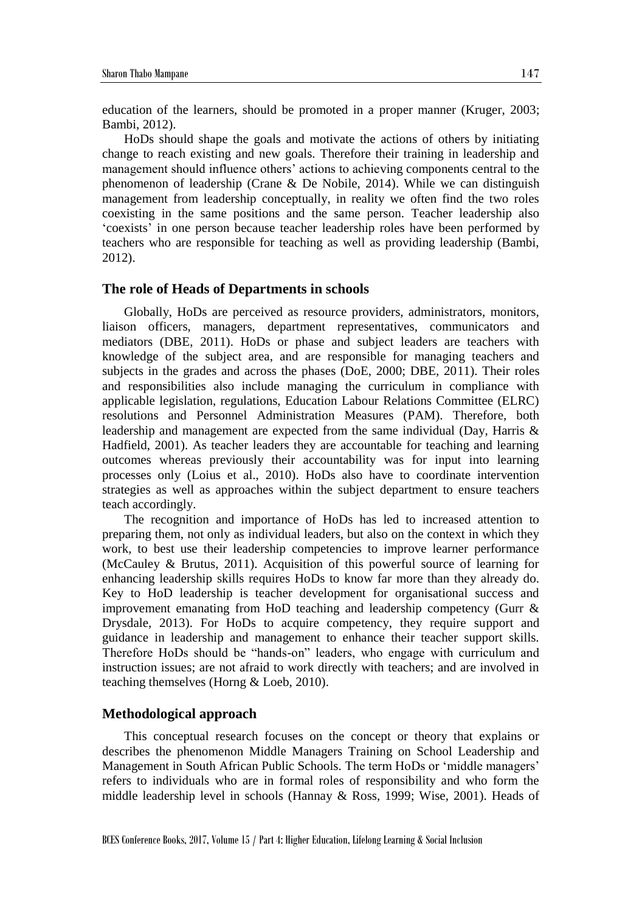education of the learners, should be promoted in a proper manner (Kruger, 2003; Bambi, 2012).

HoDs should shape the goals and motivate the actions of others by initiating change to reach existing and new goals. Therefore their training in leadership and management should influence others' actions to achieving components central to the phenomenon of leadership (Crane & De Nobile, 2014). While we can distinguish management from leadership conceptually, in reality we often find the two roles coexisting in the same positions and the same person. Teacher leadership also 'coexists' in one person because teacher leadership roles have been performed by teachers who are responsible for teaching as well as providing leadership (Bambi, 2012).

## The role of Heads of Departments in schools

Globally, HoDs are perceived as resource providers, administrators, monitors, liaison officers, managers, department representatives, communicators and mediators (DBE, 2011). HoDs or phase and subject leaders are teachers with knowledge of the subject area, and are responsible for managing teachers and subjects in the grades and across the phases (DoE, 2000; DBE, 2011). Their roles and responsibilities also include managing the curriculum in compliance with applicable legislation, regulations, Education Labour Relations Committee (ELRC) resolutions and Personnel Administration Measures (PAM). Therefore, both leadership and management are expected from the same individual (Day, Harris & Hadfield, 2001). As teacher leaders they are accountable for teaching and learning outcomes whereas previously their accountability was for input into learning processes only (Loius et al., 2010). HoDs also have to coordinate intervention strategies as well as approaches within the subject department to ensure teachers teach accordingly.

The recognition and importance of HoDs has led to increased attention to preparing them, not only as individual leaders, but also on the context in which they work, to best use their leadership competencies to improve learner performance (McCauley & Brutus, 2011). Acquisition of this powerful source of learning for enhancing leadership skills requires HoDs to know far more than they already do. Key to HoD leadership is teacher development for organisational success and improvement emanating from HoD teaching and leadership competency (Gurr & Drysdale, 2013). For HoDs to acquire competency, they require support and guidance in leadership and management to enhance their teacher support skills. Therefore HoDs should be "hands-on" leaders, who engage with curriculum and instruction issues; are not afraid to work directly with teachers; and are involved in teaching themselves (Horng & Loeb, 2010).

## Methodological approach

This conceptual research focuses on the concept or theory that explains or describes the phenomenon Middle Managers Training on School Leadership and Management in South African Public Schools. The term HoDs or 'middle managers' refers to individuals who are in formal roles of responsibility and who form the middle leadership level in schools (Hannay & Ross, 1999; Wise, 2001). Heads of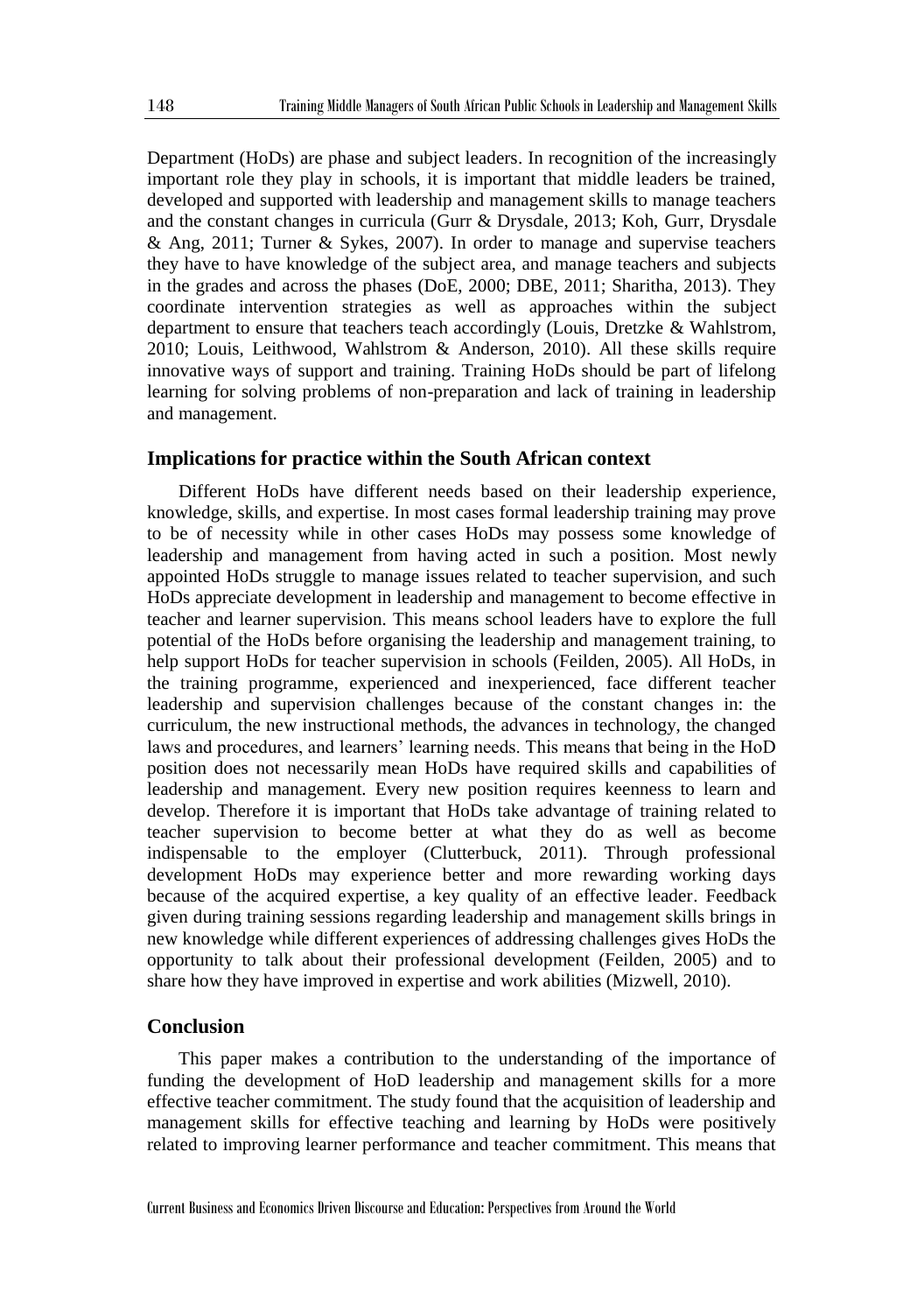Department (HoDs) are phase and subject leaders. In recognition of the increasingly important role they play in schools, it is important that middle leaders be trained, developed and supported with leadership and management skills to manage teachers and the constant changes in curricula (Gurr & Drysdale, 2013; Koh, Gurr, Drysdale & Ang, 2011; Turner & Sykes, 2007). In order to manage and supervise teachers they have to have knowledge of the subject area, and manage teachers and subjects in the grades and across the phases (DoE, 2000; DBE, 2011; Sharitha, 2013). They coordinate intervention strategies as well as approaches within the subject department to ensure that teachers teach accordingly (Louis, Dretzke & Wahlstrom, 2010; Louis, Leithwood, Wahlstrom & Anderson, 2010). All these skills require innovative ways of support and training. Training HoDs should be part of lifelong learning for solving problems of non-preparation and lack of training in leadership and management.

## Implications for practice within the South African context

Different HoDs have different needs based on their leadership experience, knowledge, skills, and expertise. In most cases formal leadership training may prove to be of necessity while in other cases HoDs may possess some knowledge of leadership and management from having acted in such a position. Most newly appointed HoDs struggle to manage issues related to teacher supervision, and such HoDs appreciate development in leadership and management to become effective in teacher and learner supervision. This means school leaders have to explore the full potential of the HoDs before organising the leadership and management training, to help support HoDs for teacher supervision in schools (Feilden, 2005). All HoDs, in the training programme, experienced and inexperienced, face different teacher leadership and supervision challenges because of the constant changes in: the curriculum, the new instructional methods, the advances in technology, the changed laws and procedures, and learners' learning needs. This means that being in the HoD position does not necessarily mean HoDs have required skills and capabilities of leadership and management. Every new position requires keenness to learn and develop. Therefore it is important that HoDs take advantage of training related to teacher supervision to become better at what they do as well as become indispensable to the employer (Clutterbuck, 2011). Through professional development HoDs may experience better and more rewarding working days because of the acquired expertise, a key quality of an effective leader. Feedback given during training sessions regarding leadership and management skills brings in new knowledge while different experiences of addressing challenges gives HoDs the opportunity to talk about their professional development (Feilden, 2005) and to share how they have improved in expertise and work abilities (Mizwell, 2010).

## Conclusion

This paper makes a contribution to the understanding of the importance of funding the development of HoD leadership and management skills for a more effective teacher commitment. The study found that the acquisition of leadership and management skills for effective teaching and learning by HoDs were positively related to improving learner performance and teacher commitment. This means that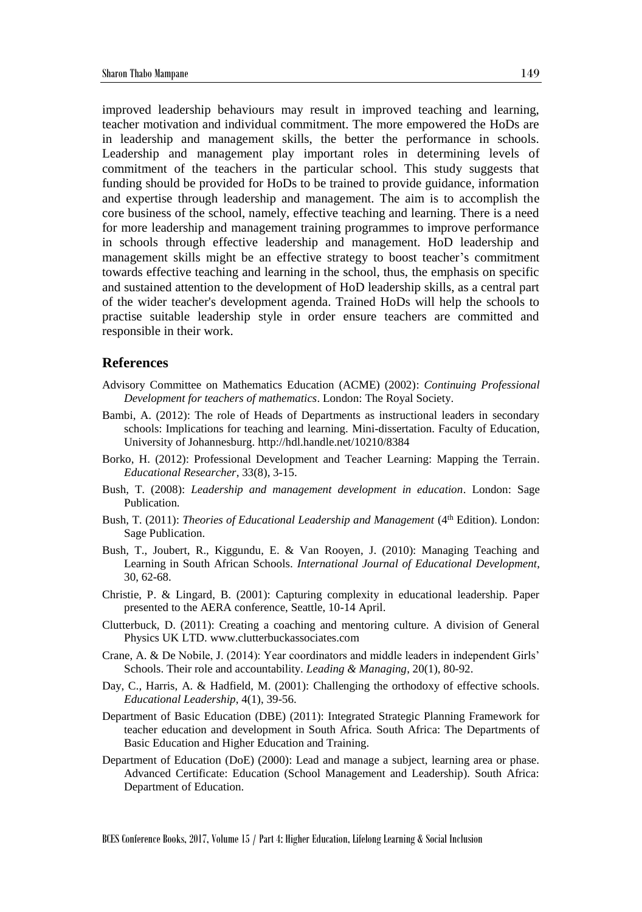improved leadership behaviours may result in improved teaching and learning, teacher motivation and individual commitment. The more empowered the HoDs are in leadership and management skills, the better the performance in schools. Leadership and management play important roles in determining levels of commitment of the teachers in the particular school. This study suggests that funding should be provided for HoDs to be trained to provide guidance, information and expertise through leadership and management. The aim is to accomplish the core business of the school, namely, effective teaching and learning. There is a need for more leadership and management training programmes to improve performance in schools through effective leadership and management. HoD leadership and management skills might be an effective strategy to boost teacher's commitment towards effective teaching and learning in the school, thus, the emphasis on specific and sustained attention to the development of HoD leadership skills, as a central part of the wider teacher's development agenda. Trained HoDs will help the schools to practise suitable leadership style in order ensure teachers are committed and responsible in their work.

## References

Advisory Committee on Mathematics Education (ACME) (2002): *Continuing Professional Development for teachers of mathematics*. London: The Royal Society.

Bambi, A. (2012): The role of Heads of Departments as instructional leaders in secondary schools: Implications for teaching and learning. Mini-dissertation. Faculty of Education, University of Johannesburg. http://hdl.handle.net/10210/8384

Borko, H. (2012): Professional Development and Teacher Learning: Mapping the Terrain. *Educational Researcher*, 33(8), 3-15.

Bush, T. (2008): *Leadership and management development in education*. London: Sage Publication.

Bush, T. (2011): *Theories of Educational Leadership and Management* (4th Edition). London: Sage Publication.

Bush, T., Joubert, R., Kiggundu, E. & Van Rooyen, J. (2010): Managing Teaching and Learning in South African Schools. *International Journal of Educational Development*, 30, 62-68.

Christie, P. & Lingard, B. (2001): Capturing complexity in educational leadership. Paper presented to the AERA conference, Seattle, 10-14 April.

Clutterbuck, D. (2011): Creating a coaching and mentoring culture. A division of General Physics UK LTD. www.clutterbuckassociates.com

Crane, A. & De Nobile, J. (2014): Year coordinators and middle leaders in independent Girls' Schools. Their role and accountability. *Leading & Managing*, 20(1), 80-92.

Day, C., Harris, A. & Hadfield, M. (2001): Challenging the orthodoxy of effective schools. *Educational Leadership*, 4(1), 39-56.

Department of Basic Education (DBE) (2011): Integrated Strategic Planning Framework for teacher education and development in South Africa. South Africa: The Departments of Basic Education and Higher Education and Training.

Department of Education (DoE) (2000): Lead and manage a subject, learning area or phase. Advanced Certificate: Education (School Management and Leadership). South Africa: Department of Education.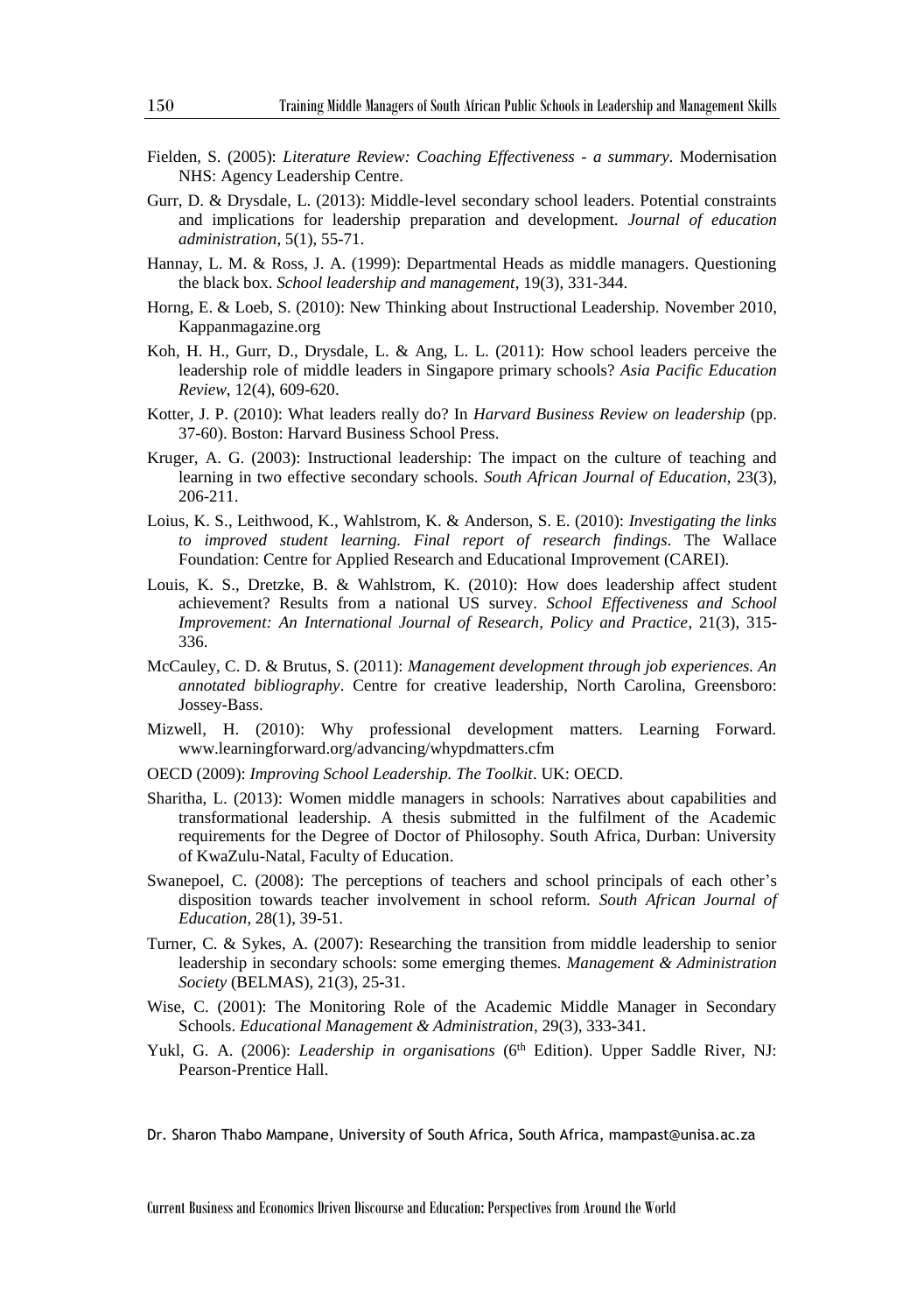Fielden, S. (2005): *Literature Review: Coaching Effectiveness - a summary*. Modernisation NHS: Agency Leadership Centre.

Gurr, D. & Drysdale, L. (2013): Middle-level secondary school leaders. Potential constraints and implications for leadership preparation and development. *Journal of education administration*, 5(1), 55-71.

Hannay, L. M. & Ross, J. A. (1999): Departmental Heads as middle managers. Questioning the black box. *School leadership and management*, 19(3), 331-344.

Horng, E. & Loeb, S. (2010): New Thinking about Instructional Leadership. November 2010, Kappanmagazine.org

Koh, H. H., Gurr, D., Drysdale, L. & Ang, L. L. (2011): How school leaders perceive the leadership role of middle leaders in Singapore primary schools? *Asia Pacific Education Review*, 12(4), 609-620.

Kotter, J. P. (2010): What leaders really do? In *Harvard Business Review on leadership* (pp. 37-60). Boston: Harvard Business School Press.

Kruger, A. G. (2003): Instructional leadership: The impact on the culture of teaching and learning in two effective secondary schools. *South African Journal of Education*, 23(3), 206-211.

Loius, K. S., Leithwood, K., Wahlstrom, K. & Anderson, S. E. (2010): *Investigating the links to improved student learning. Final report of research findings*. The Wallace Foundation: Centre for Applied Research and Educational Improvement (CAREI).

Louis, K. S., Dretzke, B. & Wahlstrom, K. (2010): How does leadership affect student achievement? Results from a national US survey. *School Effectiveness and School Improvement: An International Journal of Research, Policy and Practice*, 21(3), 315-336.

McCauley, C. D. & Brutus, S. (2011): *Management development through job experiences. An annotated bibliography*. Centre for creative leadership, North Carolina, Greensboro: Jossey-Bass.

Mizwell, H. (2010): Why professional development matters. Learning Forward. www.learningforward.org/advancing/whypdmatters.cfm

OECD (2009): *Improving School Leadership. The Toolkit*. UK: OECD.

Sharitha, L. (2013): Women middle managers in schools: Narratives about capabilities and transformational leadership. A thesis submitted in the fulfilment of the Academic requirements for the Degree of Doctor of Philosophy. South Africa, Durban: University of KwaZulu-Natal, Faculty of Education.

Swanepoel, C. (2008): The perceptions of teachers and school principals of each other's disposition towards teacher involvement in school reform. *South African Journal of Education*, 28(1), 39-51.

Turner, C. & Sykes, A. (2007): Researching the transition from middle leadership to senior leadership in secondary schools: some emerging themes. *Management & Administration Society* (BELMAS), 21(3), 25-31.

Wise, C. (2001): The Monitoring Role of the Academic Middle Manager in Secondary Schools. *Educational Management & Administration*, 29(3), 333-341.

Yukl, G. A. (2006): *Leadership in organisations* (6th Edition). Upper Saddle River, NJ: Pearson-Prentice Hall.

Dr. Sharon Thabo Mampane, University of South Africa, South Africa, mampast@unisa.ac.za